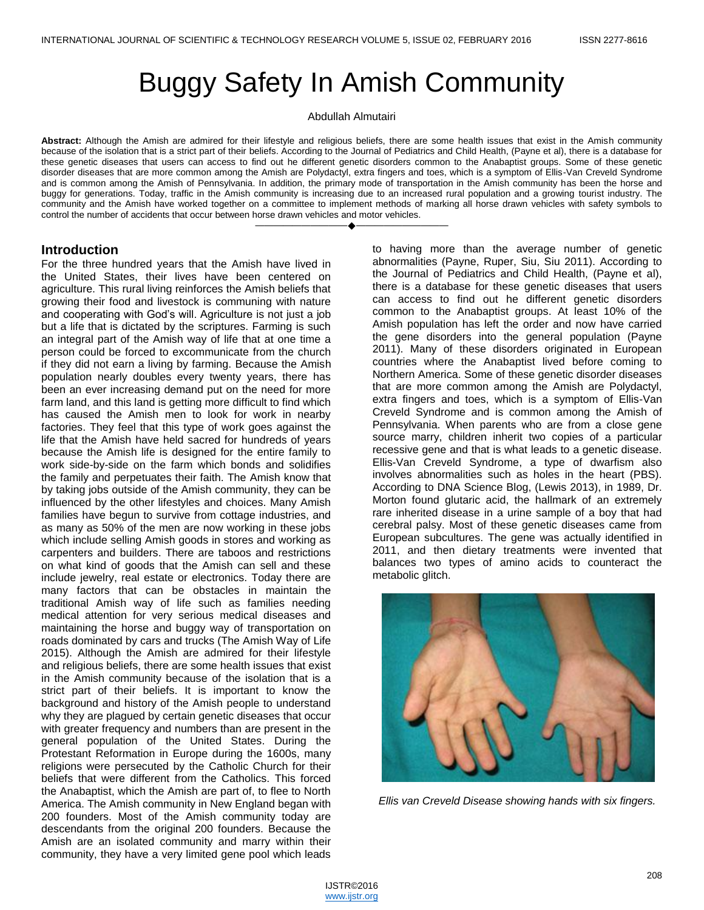# Buggy Safety In Amish Community

Abdullah Almutairi

**Abstract:** Although the Amish are admired for their lifestyle and religious beliefs, there are some health issues that exist in the Amish community because of the isolation that is a strict part of their beliefs. According to the Journal of Pediatrics and Child Health, (Payne et al), there is a database for these genetic diseases that users can access to find out he different genetic disorders common to the Anabaptist groups. Some of these genetic disorder diseases that are more common among the Amish are Polydactyl, extra fingers and toes, which is a symptom of Ellis-Van Creveld Syndrome and is common among the Amish of Pennsylvania. In addition, the primary mode of transportation in the Amish community has been the horse and buggy for generations. Today, traffic in the Amish community is increasing due to an increased rural population and a growing tourist industry. The community and the Amish have worked together on a committee to implement methods of marking all horse drawn vehicles with safety symbols to control the number of accidents that occur between horse drawn vehicles and motor vehicles.

## Introduction

For the three hundred years that the Amish have lived in the United States, their lives have been centered on agriculture. This rural living reinforces the Amish beliefs that growing their food and livestock is communing with nature and cooperating with God's will. Agriculture is not just a job but a life that is dictated by the scriptures. Farming is such an integral part of the Amish way of life that at one time a person could be forced to excommunicate from the church if they did not earn a living by farming. Because the Amish population nearly doubles every twenty years, there has been an ever increasing demand put on the need for more farm land, and this land is getting more difficult to find which has caused the Amish men to look for work in nearby factories. They feel that this type of work goes against the life that the Amish have held sacred for hundreds of years because the Amish life is designed for the entire family to work side-by-side on the farm which bonds and solidifies the family and perpetuates their faith. The Amish know that by taking jobs outside of the Amish community, they can be influenced by the other lifestyles and choices. Many Amish families have begun to survive from cottage industries, and as many as 50% of the men are now working in these jobs which include selling Amish goods in stores and working as carpenters and builders. There are taboos and restrictions on what kind of goods that the Amish can sell and these include jewelry, real estate or electronics. Today there are many factors that can be obstacles in maintain the traditional Amish way of life such as families needing medical attention for very serious medical diseases and maintaining the horse and buggy way of transportation on roads dominated by cars and trucks (The Amish Way of Life 2015). Although the Amish are admired for their lifestyle and religious beliefs, there are some health issues that exist in the Amish community because of the isolation that is a strict part of their beliefs. It is important to know the background and history of the Amish people to understand why they are plagued by certain genetic diseases that occur with greater frequency and numbers than are present in the general population of the United States. During the Protestant Reformation in Europe during the 1600s, many religions were persecuted by the Catholic Church for their beliefs that were different from the Catholics. This forced the Anabaptist, which the Amish are part of, to flee to North America. The Amish community in New England began with 200 founders. Most of the Amish community today are descendants from the original 200 founders. Because the Amish are an isolated community and marry within their community, they have a very limited gene pool which leads to having more than the average number of genetic abnormalities (Payne, Ruper, Siu, Siu 2011). According to the Journal of Pediatrics and Child Health, (Payne et al), there is a database for these genetic diseases that users can access to find out he different genetic disorders common to the Anabaptist groups. At least 10% of the Amish population has left the order and now have carried the gene disorders into the general population (Payne 2011). Many of these disorders originated in European countries where the Anabaptist lived before coming to Northern America. Some of these genetic disorder diseases that are more common among the Amish are Polydactyl, extra fingers and toes, which is a symptom of Ellis-Van Creveld Syndrome and is common among the Amish of Pennsylvania. When parents who are from a close gene source marry, children inherit two copies of a particular recessive gene and that is what leads to a genetic disease. Ellis-Van Creveld Syndrome, a type of dwarfism also involves abnormalities such as holes in the heart (PBS). According to DNA Science Blog, (Lewis 2013), in 1989, Dr. Morton found glutaric acid, the hallmark of an extremely rare inherited disease in a urine sample of a boy that had cerebral palsy. Most of these genetic diseases came from European subcultures. The gene was actually identified in 2011, and then dietary treatments were invented that balances two types of amino acids to counteract the metabolic glitch.

*Ellis van Creveld Disease showing hands with six fingers.*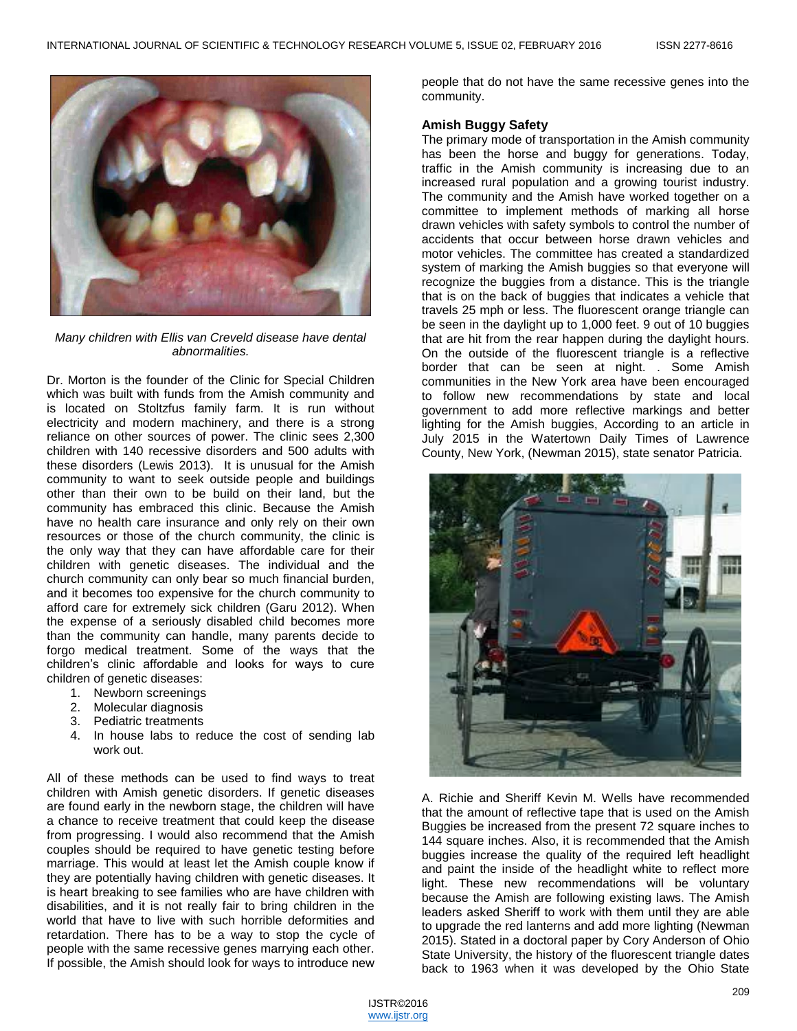*Many children with Ellis van Creveld disease have dental abnormalities.*

Dr. Morton is the founder of the Clinic for Special Children which was built with funds from the Amish community and is located on Stoltzfus family farm. It is run without electricity and modern machinery, and there is a strong reliance on other sources of power. The clinic sees 2,300 children with 140 recessive disorders and 500 adults with these disorders (Lewis 2013). It is unusual for the Amish community to want to seek outside people and buildings other than their own to be build on their land, but the community has embraced this clinic. Because the Amish have no health care insurance and only rely on their own resources or those of the church community, the clinic is the only way that they can have affordable care for their children with genetic diseases. The individual and the church community can only bear so much financial burden, and it becomes too expensive for the church community to afford care for extremely sick children (Garu 2012). When the expense of a seriously disabled child becomes more than the community can handle, many parents decide to forgo medical treatment. Some of the ways that the children's clinic affordable and looks for ways to cure children of genetic diseases:

1. Newborn screenings
2. Molecular diagnosis
3. Pediatric treatments
4. In house labs to reduce the cost of sending lab work out.

All of these methods can be used to find ways to treat children with Amish genetic disorders. If genetic diseases are found early in the newborn stage, the children will have a chance to receive treatment that could keep the disease from progressing. I would also recommend that the Amish couples should be required to have genetic testing before marriage. This would at least let the Amish couple know if they are potentially having children with genetic diseases. It is heart breaking to see families who are have children with disabilities, and it is not really fair to bring children in the world that have to live with such horrible deformities and retardation. There has to be a way to stop the cycle of people with the same recessive genes marrying each other. If possible, the Amish should look for ways to introduce new people that do not have the same recessive genes into the community.

### Amish Buggy Safety

The primary mode of transportation in the Amish community has been the horse and buggy for generations. Today, traffic in the Amish community is increasing due to an increased rural population and a growing tourist industry. The community and the Amish have worked together on a committee to implement methods of marking all horse drawn vehicles with safety symbols to control the number of accidents that occur between horse drawn vehicles and motor vehicles. The committee has created a standardized system of marking the Amish buggies so that everyone will recognize the buggies from a distance. This is the triangle that is on the back of buggies that indicates a vehicle that travels 25 mph or less. The fluorescent orange triangle can be seen in the daylight up to 1,000 feet. 9 out of 10 buggies that are hit from the rear happen during the daylight hours. On the outside of the fluorescent triangle is a reflective border that can be seen at night. . Some Amish communities in the New York area have been encouraged to follow new recommendations by state and local government to add more reflective markings and better lighting for the Amish buggies, According to an article in July 2015 in the Watertown Daily Times of Lawrence County, New York, (Newman 2015), state senator Patricia. A. Richie and Sheriff Kevin M. Wells have recommended that the amount of reflective tape that is used on the Amish Buggies be increased from the present 72 square inches to 144 square inches. Also, it is recommended that the Amish buggies increase the quality of the required left headlight and paint the inside of the headlight white to reflect more light. These new recommendations will be voluntary because the Amish are following existing laws. The Amish leaders asked Sheriff to work with them until they are able to upgrade the red lanterns and add more lighting (Newman 2015). Stated in a doctoral paper by Cory Anderson of Ohio State University, the history of the fluorescent triangle dates back to 1963 when it was developed by the Ohio State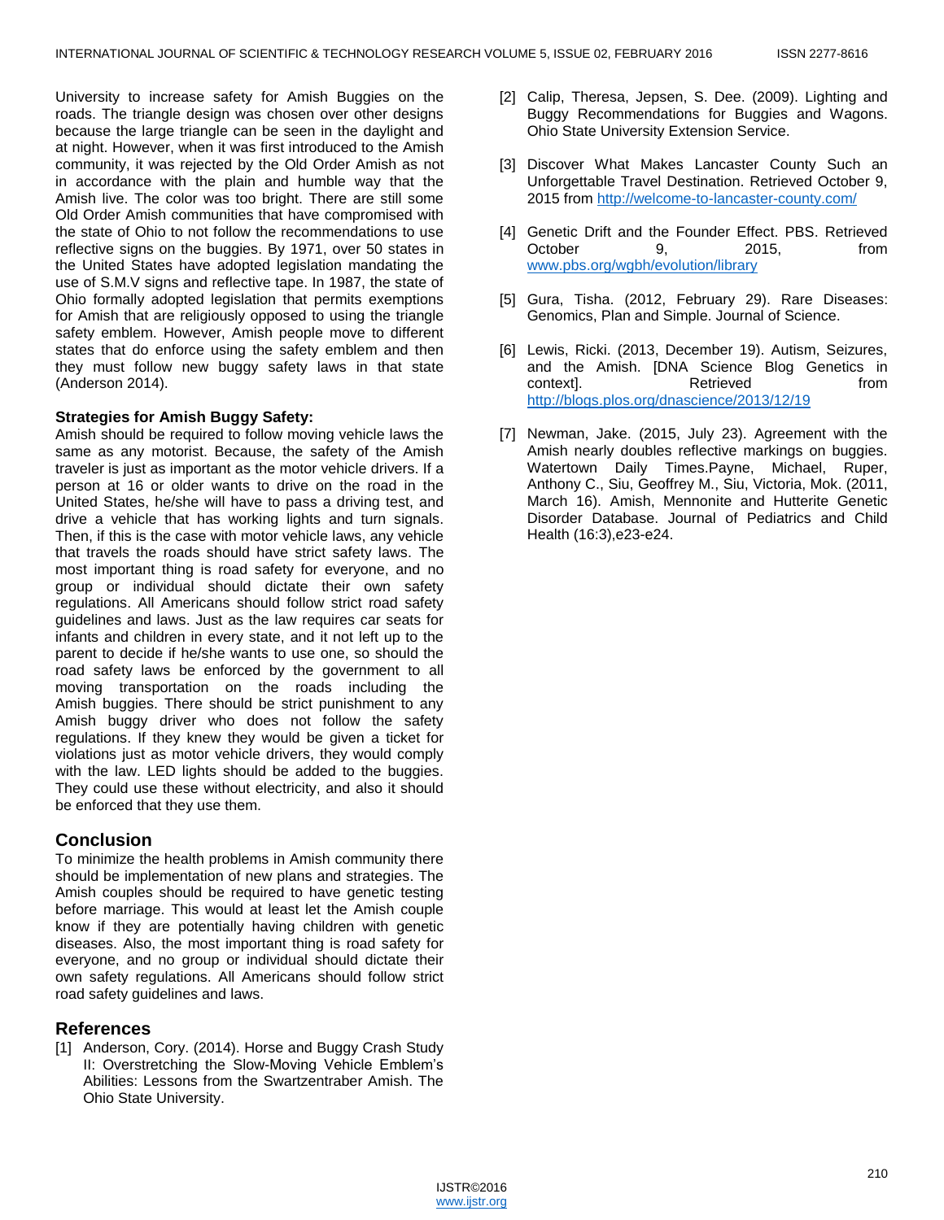University to increase safety for Amish Buggies on the roads. The triangle design was chosen over other designs because the large triangle can be seen in the daylight and at night. However, when it was first introduced to the Amish community, it was rejected by the Old Order Amish as not in accordance with the plain and humble way that the Amish live. The color was too bright. There are still some Old Order Amish communities that have compromised with the state of Ohio to not follow the recommendations to use reflective signs on the buggies. By 1971, over 50 states in the United States have adopted legislation mandating the use of S.M.V signs and reflective tape. In 1987, the state of Ohio formally adopted legislation that permits exemptions for Amish that are religiously opposed to using the triangle safety emblem. However, Amish people move to different states that do enforce using the safety emblem and then they must follow new buggy safety laws in that state (Anderson 2014).

**Strategies for Amish Buggy Safety:**
Amish should be required to follow moving vehicle laws the same as any motorist. Because, the safety of the Amish traveler is just as important as the motor vehicle drivers. If a person at 16 or older wants to drive on the road in the United States, he/she will have to pass a driving test, and drive a vehicle that has working lights and turn signals. Then, if this is the case with motor vehicle laws, any vehicle that travels the roads should have strict safety laws. The most important thing is road safety for everyone, and no group or individual should dictate their own safety regulations. All Americans should follow strict road safety guidelines and laws. Just as the law requires car seats for infants and children in every state, and it not left up to the parent to decide if he/she wants to use one, so should the road safety laws be enforced by the government to all moving transportation on the roads including the Amish buggies. There should be strict punishment to any Amish buggy driver who does not follow the safety regulations. If they knew they would be given a ticket for violations just as motor vehicle drivers, they would comply with the law. LED lights should be added to the buggies. They could use these without electricity, and also it should be enforced that they use them.

## Conclusion

To minimize the health problems in Amish community there should be implementation of new plans and strategies. The Amish couples should be required to have genetic testing before marriage. This would at least let the Amish couple know if they are potentially having children with genetic diseases. Also, the most important thing is road safety for everyone, and no group or individual should dictate their own safety regulations. All Americans should follow strict road safety guidelines and laws.

## References

[1] Anderson, Cory. (2014). Horse and Buggy Crash Study II: Overstretching the Slow-Moving Vehicle Emblem's Abilities: Lessons from the Swartzentraber Amish. The Ohio State University.

[2] Calip, Theresa, Jepsen, S. Dee. (2009). Lighting and Buggy Recommendations for Buggies and Wagons. Ohio State University Extension Service.

[3] Discover What Makes Lancaster County Such an Unforgettable Travel Destination. Retrieved October 9, 2015 from http://welcome-to-lancaster-county.com/

[4] Genetic Drift and the Founder Effect. PBS. Retrieved October 9, 2015, from www.pbs.org/wgbh/evolution/library

[5] Gura, Tisha. (2012, February 29). Rare Diseases: Genomics, Plan and Simple. Journal of Science.

[6] Lewis, Ricki. (2013, December 19). Autism, Seizures, and the Amish. [DNA Science Blog Genetics in context]. Retrieved from http://blogs.plos.org/dnascience/2013/12/19

[7] Newman, Jake. (2015, July 23). Agreement with the Amish nearly doubles reflective markings on buggies. Watertown Daily Times.Payne, Michael, Ruper, Anthony C., Siu, Geoffrey M., Siu, Victoria, Mok. (2011, March 16). Amish, Mennonite and Hutterite Genetic Disorder Database. Journal of Pediatrics and Child Health (16:3),e23-e24.